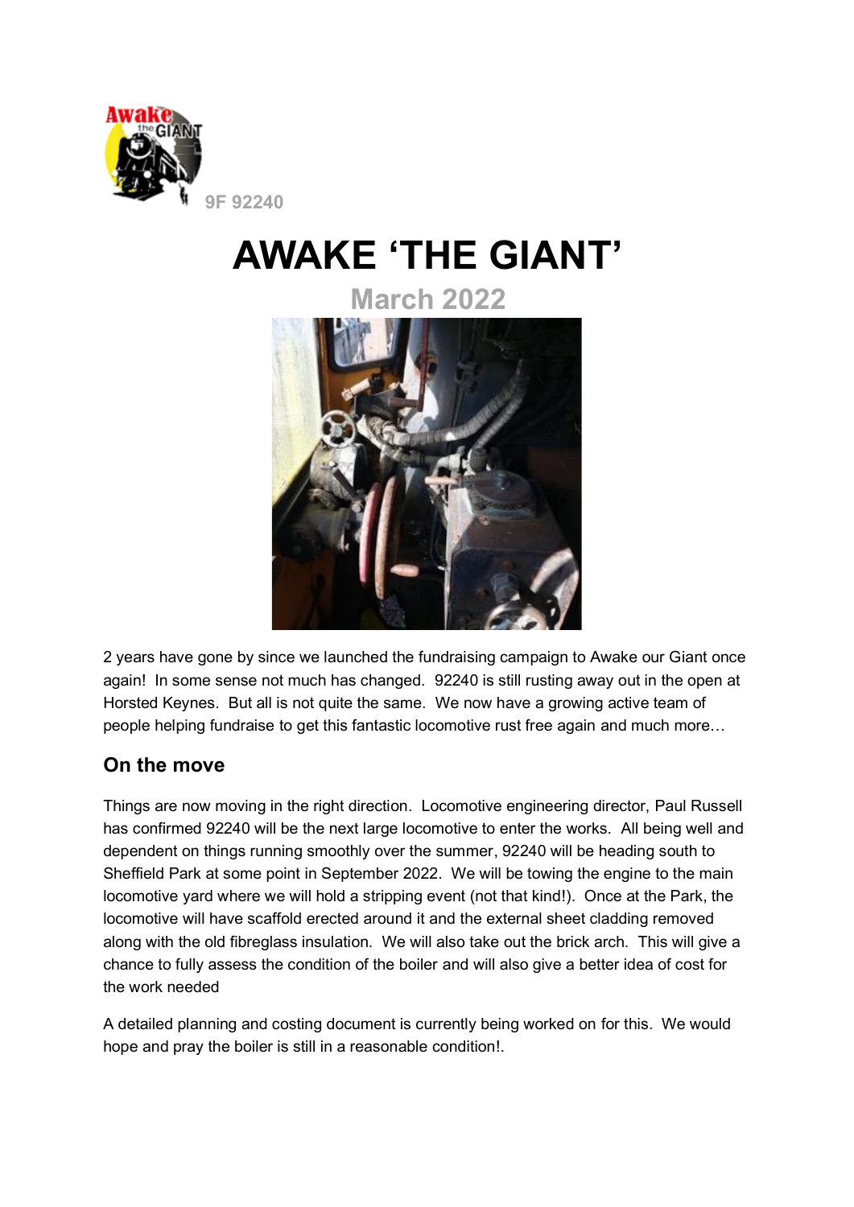9F 92240

# AWAKE 'THE GIANT'

## March 2022

2 years have gone by since we launched the fundraising campaign to Awake our Giant once again! In some sense not much has changed. 92240 is still rusting away out in the open at Horsted Keynes. But all is not quite the same. We now have a growing active team of people helping fundraise to get this fantastic locomotive rust free again and much more…

## On the move

Things are now moving in the right direction. Locomotive engineering director, Paul Russell has confirmed 92240 will be the next large locomotive to enter the works. All being well and dependent on things running smoothly over the summer, 92240 will be heading south to Sheffield Park at some point in September 2022. We will be towing the engine to the main locomotive yard where we will hold a stripping event (not that kind!). Once at the Park, the locomotive will have scaffold erected around it and the external sheet cladding removed along with the old fibreglass insulation. We will also take out the brick arch. This will give a chance to fully assess the condition of the boiler and will also give a better idea of cost for the work needed

A detailed planning and costing document is currently being worked on for this. We would hope and pray the boiler is still in a reasonable condition!.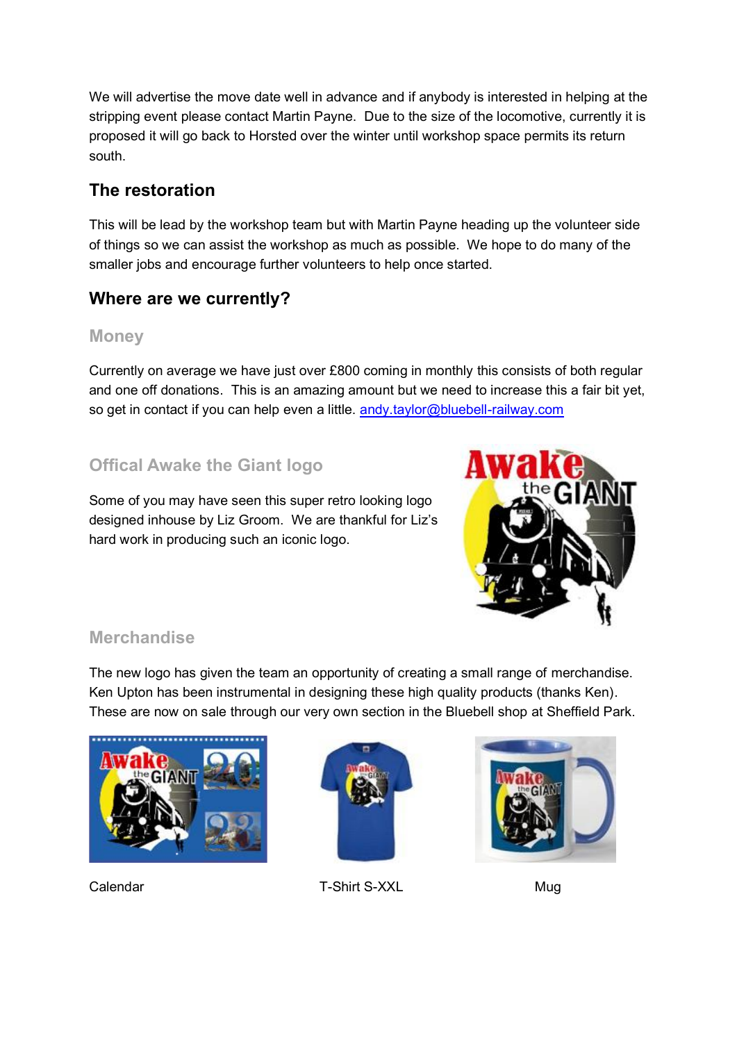We will advertise the move date well in advance and if anybody is interested in helping at the stripping event please contact Martin Payne. Due to the size of the locomotive, currently it is proposed it will go back to Horsted over the winter until workshop space permits its return south.

## The restoration

This will be lead by the workshop team but with Martin Payne heading up the volunteer side of things so we can assist the workshop as much as possible. We hope to do many of the smaller jobs and encourage further volunteers to help once started.

## Where are we currently?

### Money

Currently on average we have just over £800 coming in monthly this consists of both regular and one off donations. This is an amazing amount but we need to increase this a fair bit yet, so get in contact if you can help even a little. andy.taylor@bluebell-railway.com

### Offical Awake the Giant logo

Some of you may have seen this super retro looking logo designed inhouse by Liz Groom. We are thankful for Liz's hard work in producing such an iconic logo.

### Merchandise

The new logo has given the team an opportunity of creating a small range of merchandise. Ken Upton has been instrumental in designing these high quality products (thanks Ken). These are now on sale through our very own section in the Bluebell shop at Sheffield Park.

Calendar

T-Shirt S-XXL

Mug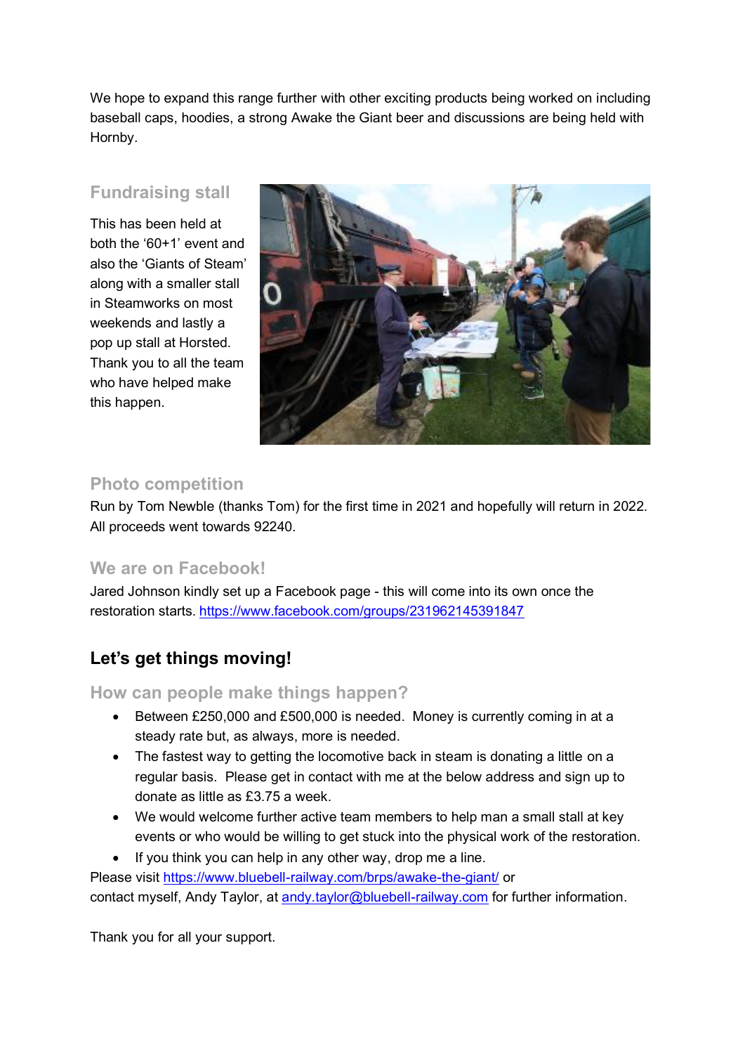We hope to expand this range further with other exciting products being worked on including baseball caps, hoodies, a strong Awake the Giant beer and discussions are being held with Hornby.

### Fundraising stall

This has been held at both the '60+1' event and also the 'Giants of Steam' along with a smaller stall in Steamworks on most weekends and lastly a pop up stall at Horsted. Thank you to all the team who have helped make this happen.

### Photo competition

Run by Tom Newble (thanks Tom) for the first time in 2021 and hopefully will return in 2022. All proceeds went towards 92240.

### We are on Facebook!

Jared Johnson kindly set up a Facebook page - this will come into its own once the restoration starts. https://www.facebook.com/groups/231962145391847

## Let's get things moving!

### How can people make things happen?

- Between £250,000 and £500,000 is needed. Money is currently coming in at a steady rate but, as always, more is needed.
- The fastest way to getting the locomotive back in steam is donating a little on a regular basis. Please get in contact with me at the below address and sign up to donate as little as £3.75 a week.
- We would welcome further active team members to help man a small stall at key events or who would be willing to get stuck into the physical work of the restoration.
- If you think you can help in any other way, drop me a line.

Please visit https://www.bluebell-railway.com/brps/awake-the-giant/ or contact myself, Andy Taylor, at andy.taylor@bluebell-railway.com for further information.

Thank you for all your support.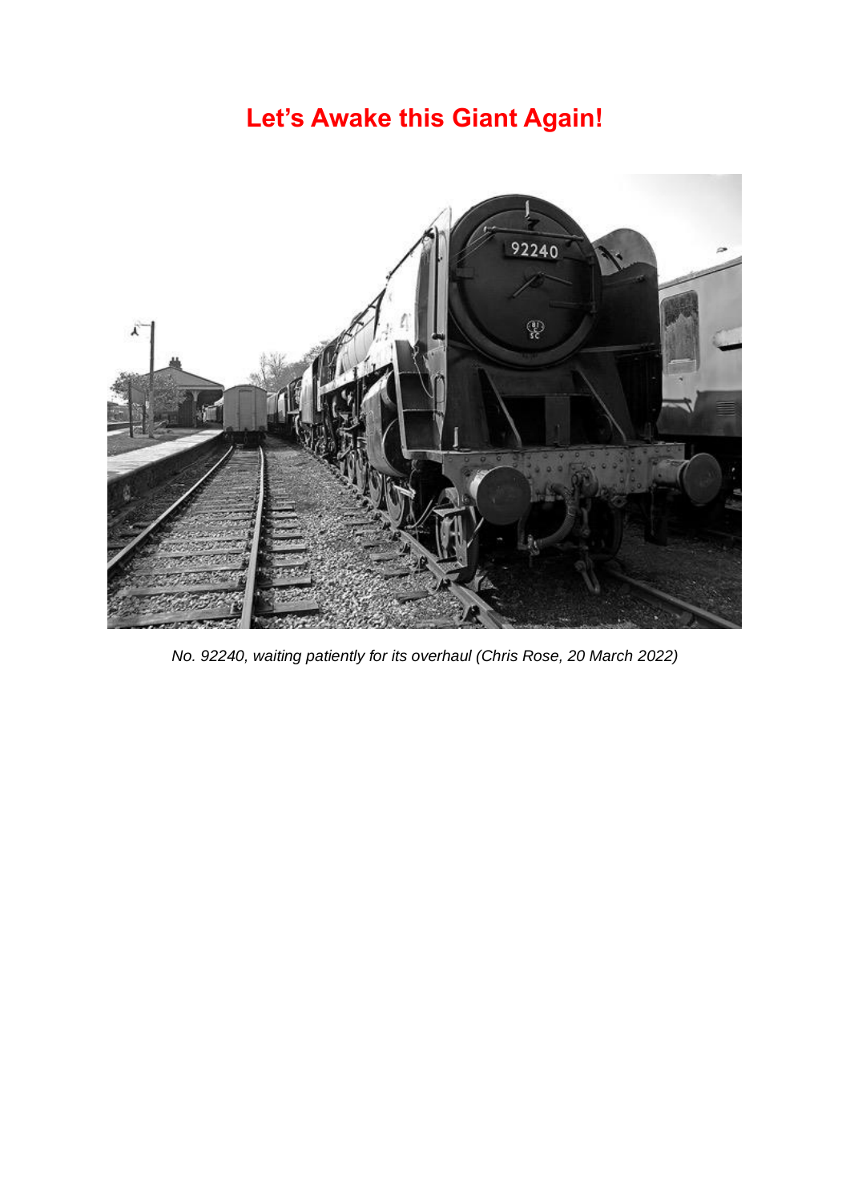# Let's Awake this Giant Again!

*No. 92240, waiting patiently for its overhaul (Chris Rose, 20 March 2022)*